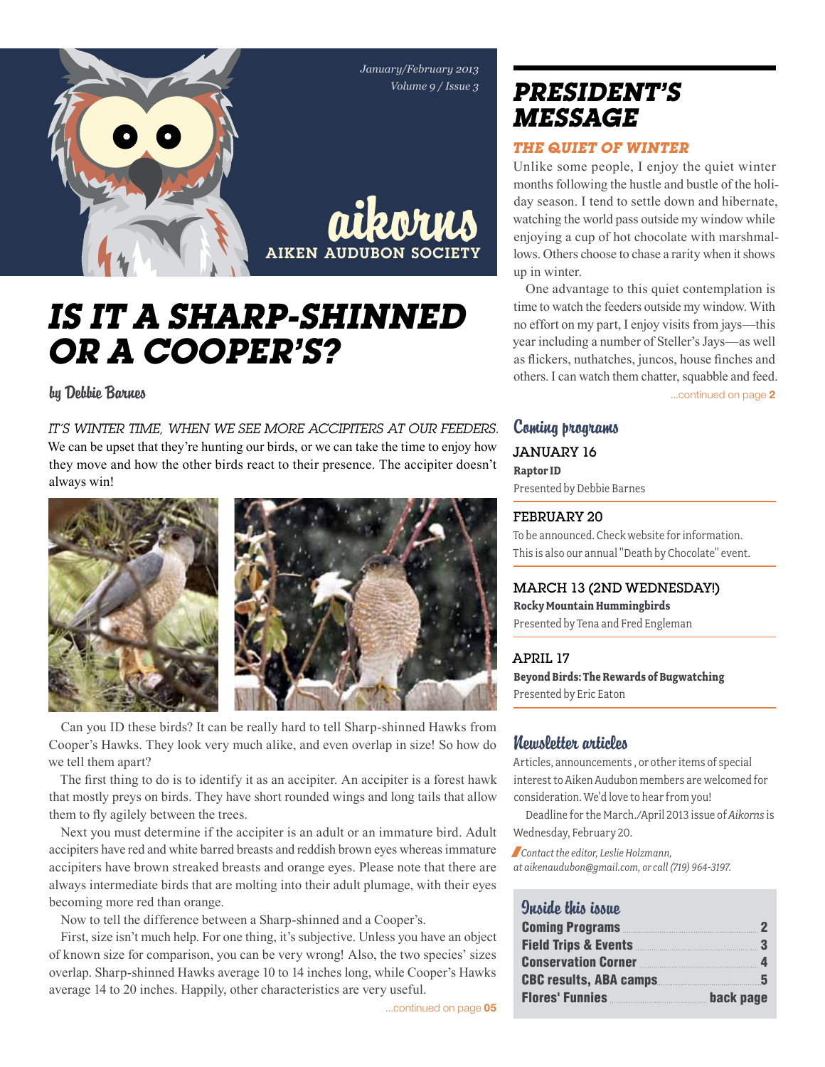January/February 2013
Volume 9 / Issue 3

# aikorns

AIKEN AUDUBON SOCIETY

# IS IT A SHARP-SHINNED OR A COOPER'S?

by Debbie Barnes

IT'S WINTER TIME, WHEN WE SEE MORE ACCIPITERS AT OUR FEEDERS. We can be upset that they're hunting our birds, or we can take the time to enjoy how they move and how the other birds react to their presence. The accipiter doesn't always win!

Can you ID these birds? It can be really hard to tell Sharp-shinned Hawks from Cooper's Hawks. They look very much alike, and even overlap in size! So how do we tell them apart?

The first thing to do is to identify it as an accipiter. An accipiter is a forest hawk that mostly preys on birds. They have short rounded wings and long tails that allow them to fly agilely between the trees.

Next you must determine if the accipiter is an adult or an immature bird. Adult accipiters have red and white barred breasts and reddish brown eyes whereas immature accipiters have brown streaked breasts and orange eyes. Please note that there are always intermediate birds that are molting into their adult plumage, with their eyes becoming more red than orange.

Now to tell the difference between a Sharp-shinned and a Cooper's.

First, size isn't much help. For one thing, it's subjective. Unless you have an object of known size for comparison, you can be very wrong! Also, the two species' sizes overlap. Sharp-shinned Hawks average 10 to 14 inches long, while Cooper's Hawks average 14 to 20 inches. Happily, other characteristics are very useful.

...continued on page **05**

## PRESIDENT'S MESSAGE

### THE QUIET OF WINTER

Unlike some people, I enjoy the quiet winter months following the hustle and bustle of the holiday season. I tend to settle down and hibernate, watching the world pass outside my window while enjoying a cup of hot chocolate with marshmallows. Others choose to chase a rarity when it shows up in winter.

One advantage to this quiet contemplation is time to watch the feeders outside my window. With no effort on my part, I enjoy visits from jays—this year including a number of Steller's Jays—as well as flickers, nuthatches, juncos, house finches and others. I can watch them chatter, squabble and feed.

...continued on page **2**

## Coming programs

**JANUARY 16**
**Raptor ID**
Presented by Debbie Barnes

**FEBRUARY 20**
To be announced. Check website for information.
This is also our annual "Death by Chocolate" event.

**MARCH 13 (2ND WEDNESDAY!)**
**Rocky Mountain Hummingbirds**
Presented by Tena and Fred Engleman

**APRIL 17**
**Beyond Birds: The Rewards of Bugwatching**
Presented by Eric Eaton

## Newsletter articles

Articles, announcements , or other items of special interest to Aiken Audubon members are welcomed for consideration. We'd love to hear from you!

Deadline for the March./April 2013 issue of *Aikorns* is Wednesday, February 20.

*Contact the editor, Leslie Holzmann, at aikenaudubon@gmail.com, or call (719) 964-3197.*

## Inside this issue

| | |
|---|---|
| Coming Programs | 2 |
| Field Trips & Events | 3 |
| Conservation Corner | 4 |
| CBC results, ABA camps | 5 |
| Flores' Funnies | back page |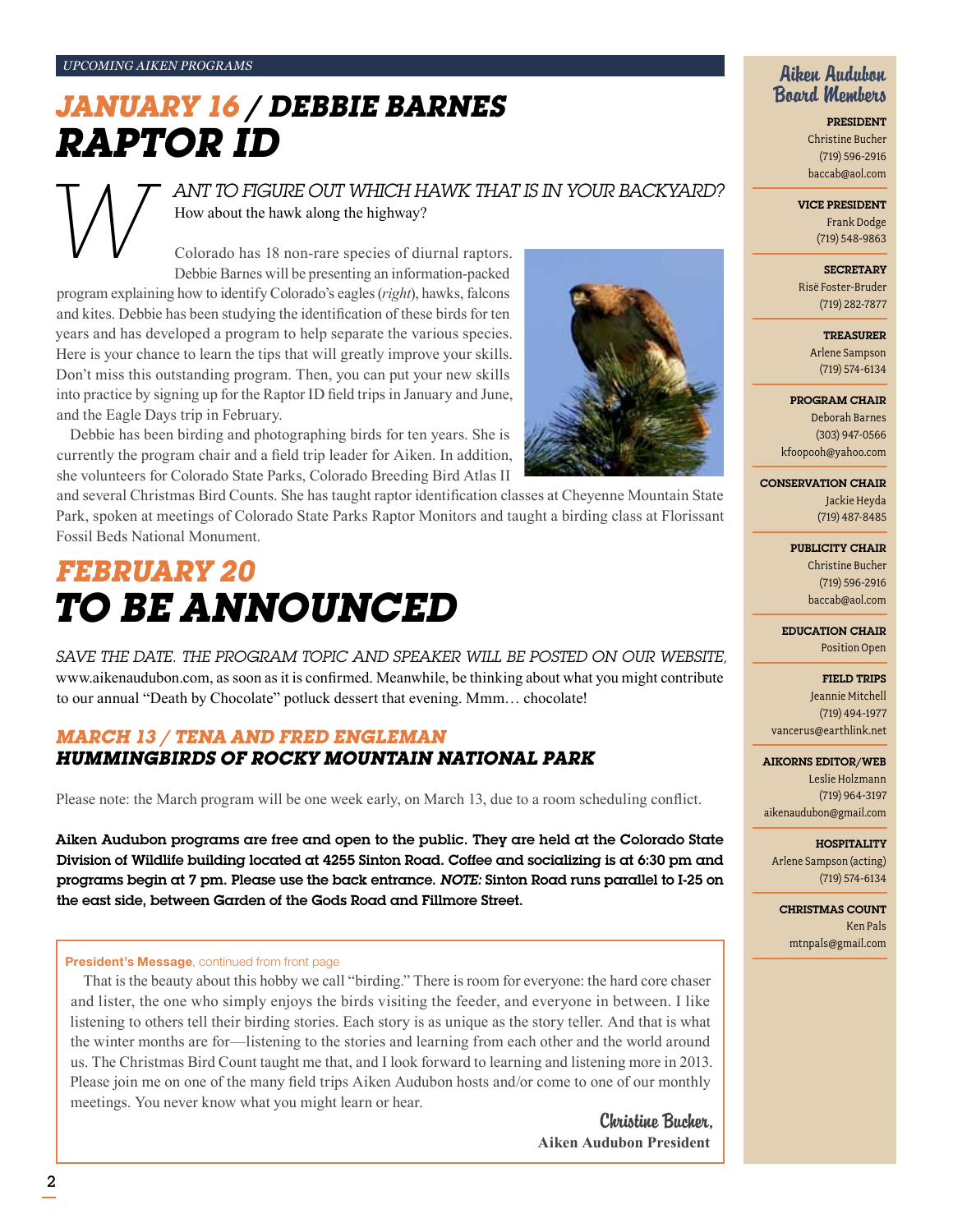*UPCOMING AIKEN PROGRAMS*

# JANUARY 16 / DEBBIE BARNES
# RAPTOR ID

WANT TO FIGURE OUT WHICH HAWK THAT IS IN YOUR BACKYARD? How about the hawk along the highway?

Colorado has 18 non-rare species of diurnal raptors. Debbie Barnes will be presenting an information-packed program explaining how to identify Colorado's eagles (*right*), hawks, falcons and kites. Debbie has been studying the identification of these birds for ten years and has developed a program to help separate the various species. Here is your chance to learn the tips that will greatly improve your skills. Don't miss this outstanding program. Then, you can put your new skills into practice by signing up for the Raptor ID field trips in January and June, and the Eagle Days trip in February.

Debbie has been birding and photographing birds for ten years. She is currently the program chair and a field trip leader for Aiken. In addition, she volunteers for Colorado State Parks, Colorado Breeding Bird Atlas II and several Christmas Bird Counts. She has taught raptor identification classes at Cheyenne Mountain State Park, spoken at meetings of Colorado State Parks Raptor Monitors and taught a birding class at Florissant Fossil Beds National Monument.

# FEBRUARY 20
# TO BE ANNOUNCED

SAVE THE DATE. THE PROGRAM TOPIC AND SPEAKER WILL BE POSTED ON OUR WEBSITE, www.aikenaudubon.com, as soon as it is confirmed. Meanwhile, be thinking about what you might contribute to our annual "Death by Chocolate" potluck dessert that evening. Mmm… chocolate!

## MARCH 13 / TENA AND FRED ENGLEMAN
## HUMMINGBIRDS OF ROCKY MOUNTAIN NATIONAL PARK

Please note: the March program will be one week early, on March 13, due to a room scheduling conflict.

**Aiken Audubon programs are free and open to the public. They are held at the Colorado State Division of Wildlife building located at 4255 Sinton Road. Coffee and socializing is at 6:30 pm and programs begin at 7 pm. Please use the back entrance. *NOTE:* Sinton Road runs parallel to I-25 on the east side, between Garden of the Gods Road and Fillmore Street.**

**President's Message**, continued from front page

That is the beauty about this hobby we call "birding." There is room for everyone: the hard core chaser and lister, the one who simply enjoys the birds visiting the feeder, and everyone in between. I like listening to others tell their birding stories. Each story is as unique as the story teller. And that is what the winter months are for—listening to the stories and learning from each other and the world around us. The Christmas Bird Count taught me that, and I look forward to learning and listening more in 2013. Please join me on one of the many field trips Aiken Audubon hosts and/or come to one of our monthly meetings. You never know what you might learn or hear.

Christine Bucher,
**Aiken Audubon President**

## Aiken Audubon Board Members

**PRESIDENT**
Christine Bucher
(719) 596-2916
baccab@aol.com

**VICE PRESIDENT**
Frank Dodge
(719) 548-9863

**SECRETARY**
Risë Foster-Bruder
(719) 282-7877

**TREASURER**
Arlene Sampson
(719) 574-6134

**PROGRAM CHAIR**
Deborah Barnes
(303) 947-0566
kfoopooh@yahoo.com

**CONSERVATION CHAIR**
Jackie Heyda
(719) 487-8485

**PUBLICITY CHAIR**
Christine Bucher
(719) 596-2916
baccab@aol.com

**EDUCATION CHAIR**
Position Open

**FIELD TRIPS**
Jeannie Mitchell
(719) 494-1977
vancerus@earthlink.net

**AIKORNS EDITOR/WEB**
Leslie Holzmann
(719) 964-3197
aikenaudubon@gmail.com

**HOSPITALITY**
Arlene Sampson (acting)
(719) 574-6134

**CHRISTMAS COUNT**
Ken Pals
mtnpals@gmail.com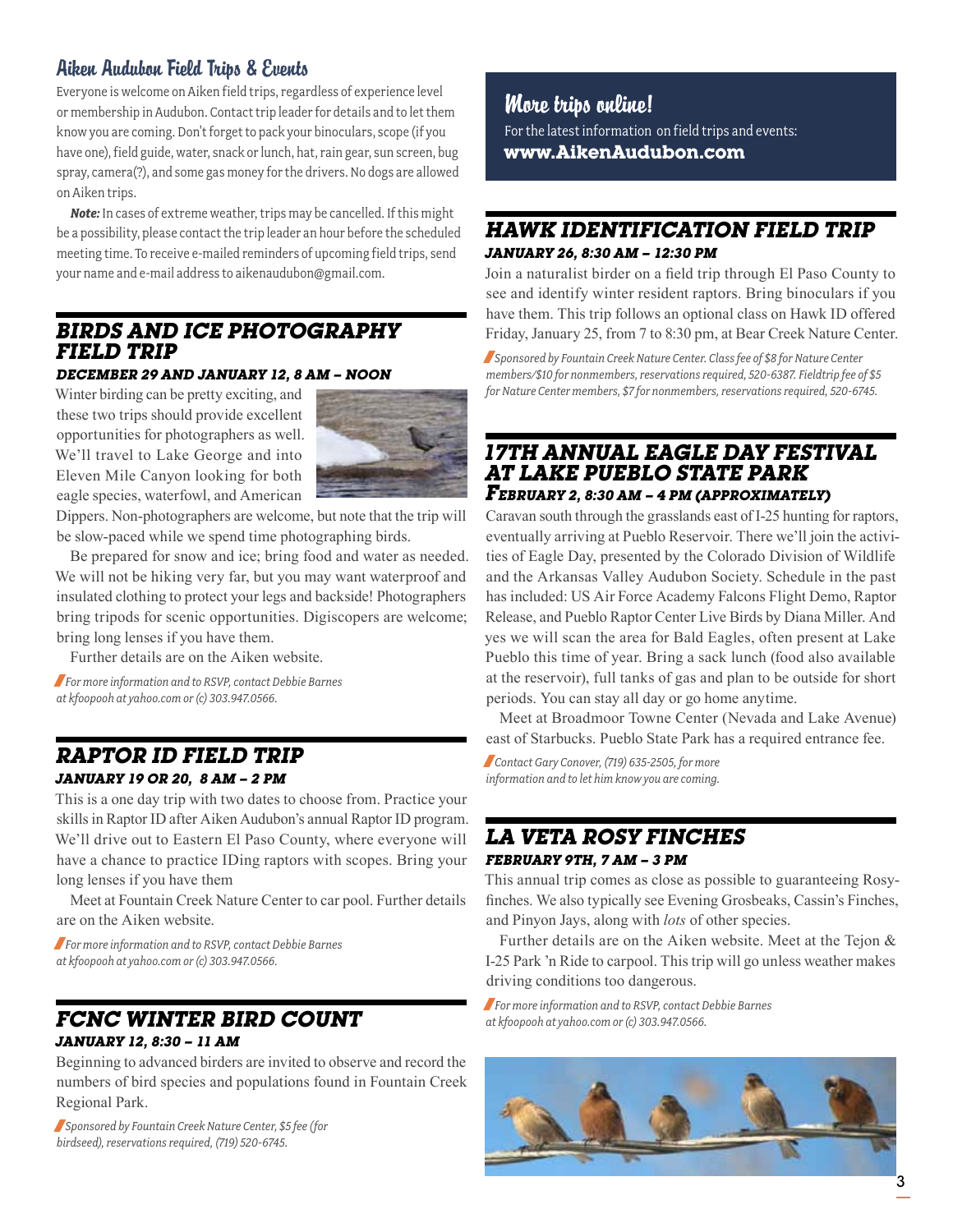## Aiken Audubon Field Trips & Events

Everyone is welcome on Aiken field trips, regardless of experience level or membership in Audubon. Contact trip leader for details and to let them know you are coming. Don't forget to pack your binoculars, scope (if you have one), field guide, water, snack or lunch, hat, rain gear, sun screen, bug spray, camera(?), and some gas money for the drivers. No dogs are allowed on Aiken trips.

***Note:*** In cases of extreme weather, trips may be cancelled. If this might be a possibility, please contact the trip leader an hour before the scheduled meeting time. To receive e-mailed reminders of upcoming field trips, send your name and e-mail address to aikenaudubon@gmail.com.

### BIRDS AND ICE PHOTOGRAPHY FIELD TRIP

***DECEMBER 29 AND JANUARY 12, 8 AM – NOON***

Winter birding can be pretty exciting, and these two trips should provide excellent opportunities for photographers as well. We'll travel to Lake George and into Eleven Mile Canyon looking for both eagle species, waterfowl, and American Dippers. Non-photographers are welcome, but note that the trip will be slow-paced while we spend time photographing birds.

Be prepared for snow and ice; bring food and water as needed. We will not be hiking very far, but you may want waterproof and insulated clothing to protect your legs and backside! Photographers bring tripods for scenic opportunities. Digiscopers are welcome; bring long lenses if you have them.

Further details are on the Aiken website.

*For more information and to RSVP, contact Debbie Barnes at kfoopooh at yahoo.com or (c) 303.947.0566.*

### RAPTOR ID FIELD TRIP

***JANUARY 19 OR 20, 8 AM – 2 PM***

This is a one day trip with two dates to choose from. Practice your skills in Raptor ID after Aiken Audubon's annual Raptor ID program. We'll drive out to Eastern El Paso County, where everyone will have a chance to practice IDing raptors with scopes. Bring your long lenses if you have them

Meet at Fountain Creek Nature Center to car pool. Further details are on the Aiken website.

*For more information and to RSVP, contact Debbie Barnes at kfoopooh at yahoo.com or (c) 303.947.0566.*

### FCNC WINTER BIRD COUNT

***JANUARY 12, 8:30 – 11 AM***

Beginning to advanced birders are invited to observe and record the numbers of bird species and populations found in Fountain Creek Regional Park.

*Sponsored by Fountain Creek Nature Center, $5 fee (for birdseed), reservations required, (719) 520-6745.*

## More trips online!

For the latest information on field trips and events:
**www.AikenAudubon.com**

### HAWK IDENTIFICATION FIELD TRIP

***JANUARY 26, 8:30 AM – 12:30 PM***

Join a naturalist birder on a field trip through El Paso County to see and identify winter resident raptors. Bring binoculars if you have them. This trip follows an optional class on Hawk ID offered Friday, January 25, from 7 to 8:30 pm, at Bear Creek Nature Center.

*Sponsored by Fountain Creek Nature Center. Class fee of $8 for Nature Center members/$10 for nonmembers, reservations required, 520-6387. Fieldtrip fee of $5 for Nature Center members, $7 for nonmembers, reservations required, 520-6745.*

### 17TH ANNUAL EAGLE DAY FESTIVAL AT LAKE PUEBLO STATE PARK

***FEBRUARY 2, 8:30 AM – 4 PM (APPROXIMATELY)***

Caravan south through the grasslands east of I-25 hunting for raptors, eventually arriving at Pueblo Reservoir. There we'll join the activities of Eagle Day, presented by the Colorado Division of Wildlife and the Arkansas Valley Audubon Society. Schedule in the past has included: US Air Force Academy Falcons Flight Demo, Raptor Release, and Pueblo Raptor Center Live Birds by Diana Miller. And yes we will scan the area for Bald Eagles, often present at Lake Pueblo this time of year. Bring a sack lunch (food also available at the reservoir), full tanks of gas and plan to be outside for short periods. You can stay all day or go home anytime.

Meet at Broadmoor Towne Center (Nevada and Lake Avenue) east of Starbucks. Pueblo State Park has a required entrance fee.

*Contact Gary Conover, (719) 635-2505, for more information and to let him know you are coming.*

### LA VETA ROSY FINCHES

***FEBRUARY 9TH, 7 AM – 3 PM***

This annual trip comes as close as possible to guaranteeing Rosy-finches. We also typically see Evening Grosbeaks, Cassin's Finches, and Pinyon Jays, along with *lots* of other species.

Further details are on the Aiken website. Meet at the Tejon & I-25 Park 'n Ride to carpool. This trip will go unless weather makes driving conditions too dangerous.

*For more information and to RSVP, contact Debbie Barnes at kfoopooh at yahoo.com or (c) 303.947.0566.*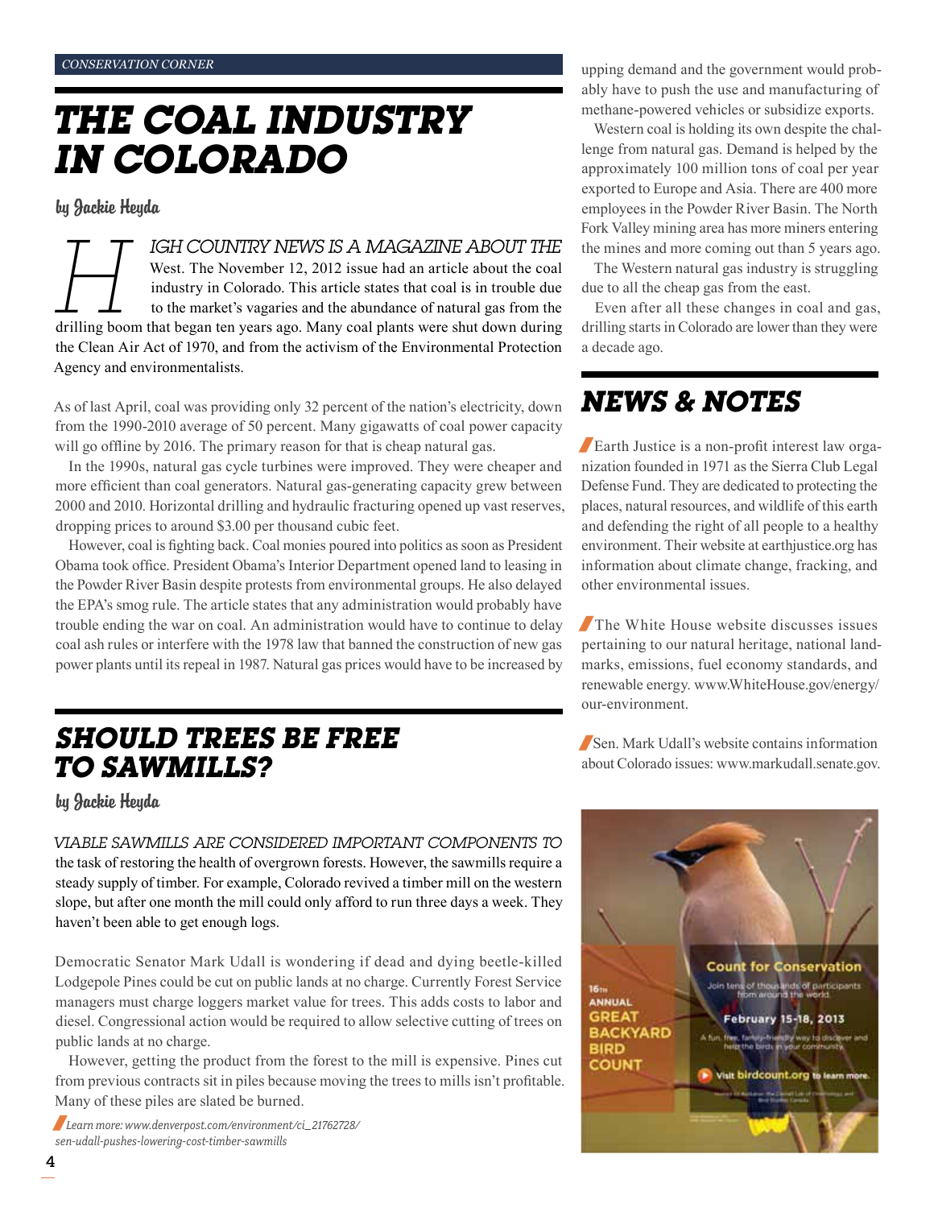*CONSERVATION CORNER*

# THE COAL INDUSTRY IN COLORADO

by Jackie Heyda

HIGH COUNTRY NEWS IS A MAGAZINE ABOUT THE West. The November 12, 2012 issue had an article about the coal industry in Colorado. This article states that coal is in trouble due to the market's vagaries and the abundance of natural gas from the drilling boom that began ten years ago. Many coal plants were shut down during the Clean Air Act of 1970, and from the activism of the Environmental Protection Agency and environmentalists.

As of last April, coal was providing only 32 percent of the nation's electricity, down from the 1990-2010 average of 50 percent. Many gigawatts of coal power capacity will go offline by 2016. The primary reason for that is cheap natural gas.

In the 1990s, natural gas cycle turbines were improved. They were cheaper and more efficient than coal generators. Natural gas-generating capacity grew between 2000 and 2010. Horizontal drilling and hydraulic fracturing opened up vast reserves, dropping prices to around $3.00 per thousand cubic feet.

However, coal is fighting back. Coal monies poured into politics as soon as President Obama took office. President Obama's Interior Department opened land to leasing in the Powder River Basin despite protests from environmental groups. He also delayed the EPA's smog rule. The article states that any administration would probably have trouble ending the war on coal. An administration would have to continue to delay coal ash rules or interfere with the 1978 law that banned the construction of new gas power plants until its repeal in 1987. Natural gas prices would have to be increased by upping demand and the government would probably have to push the use and manufacturing of methane-powered vehicles or subsidize exports.

Western coal is holding its own despite the challenge from natural gas. Demand is helped by the approximately 100 million tons of coal per year exported to Europe and Asia. There are 400 more employees in the Powder River Basin. The North Fork Valley mining area has more miners entering the mines and more coming out than 5 years ago.

The Western natural gas industry is struggling due to all the cheap gas from the east.

Even after all these changes in coal and gas, drilling starts in Colorado are lower than they were a decade ago.

# SHOULD TREES BE FREE TO SAWMILLS?

by Jackie Heyda

VIABLE SAWMILLS ARE CONSIDERED IMPORTANT COMPONENTS TO the task of restoring the health of overgrown forests. However, the sawmills require a steady supply of timber. For example, Colorado revived a timber mill on the western slope, but after one month the mill could only afford to run three days a week. They haven't been able to get enough logs.

Democratic Senator Mark Udall is wondering if dead and dying beetle-killed Lodgepole Pines could be cut on public lands at no charge. Currently Forest Service managers must charge loggers market value for trees. This adds costs to labor and diesel. Congressional action would be required to allow selective cutting of trees on public lands at no charge.

However, getting the product from the forest to the mill is expensive. Pines cut from previous contracts sit in piles because moving the trees to mills isn't profitable. Many of these piles are slated be burned.

*Learn more: www.denverpost.com/environment/ci_21762728/sen-udall-pushes-lowering-cost-timber-sawmills*

# NEWS & NOTES

Earth Justice is a non-profit interest law organization founded in 1971 as the Sierra Club Legal Defense Fund. They are dedicated to protecting the places, natural resources, and wildlife of this earth and defending the right of all people to a healthy environment. Their website at earthjustice.org has information about climate change, fracking, and other environmental issues.

The White House website discusses issues pertaining to our natural heritage, national landmarks, emissions, fuel economy standards, and renewable energy. www.WhiteHouse.gov/energy/our-environment.

Sen. Mark Udall's website contains information about Colorado issues: www.markudall.senate.gov.

16th ANNUAL GREAT BACKYARD BIRD COUNT

Count for Conservation

Join tens of thousands of participants from around the world.

February 15-18, 2013

A fun, free, family-friendly way to discover and help the birds in your community.

Visit birdcount.org to learn more.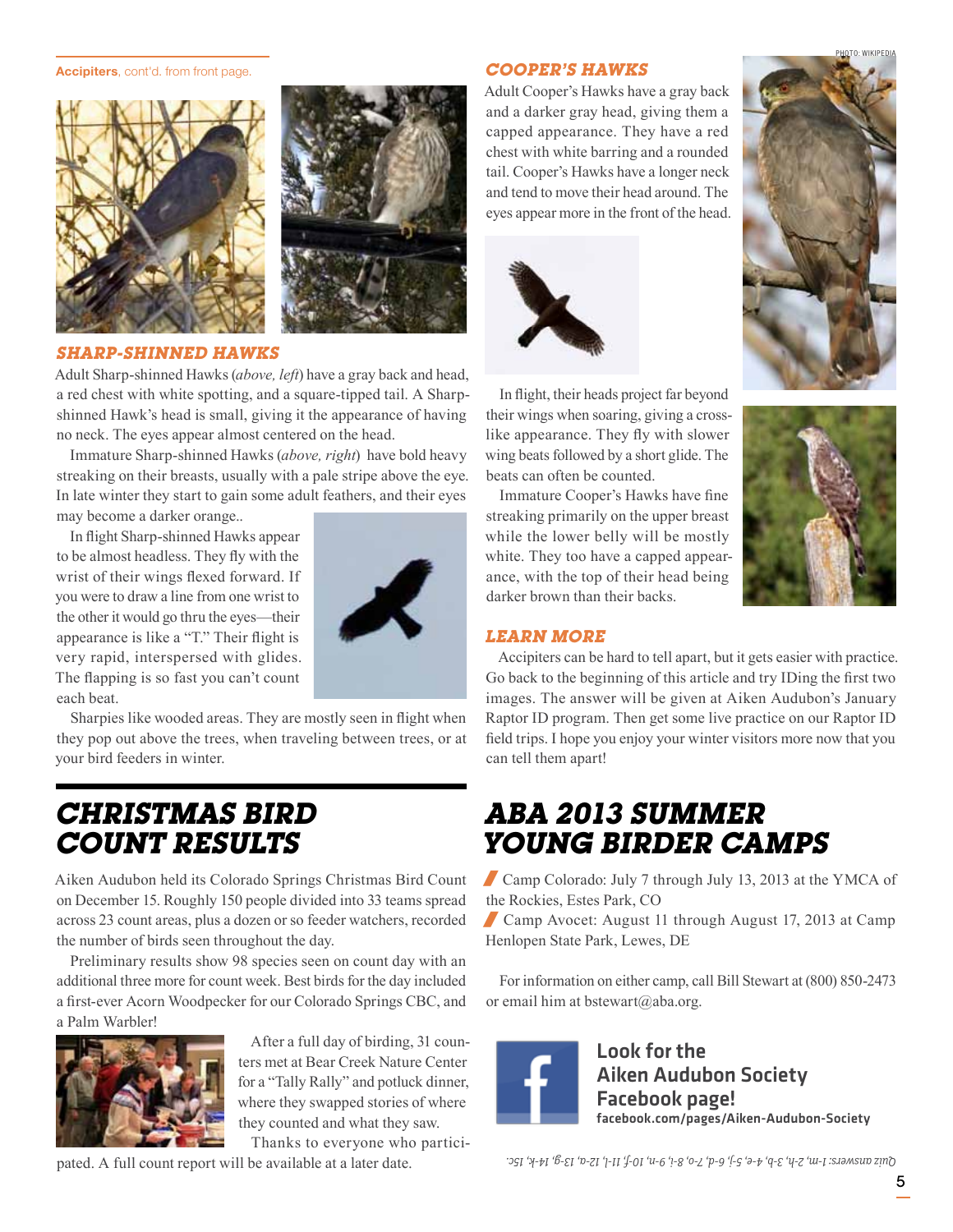**Accipiters**, cont'd. from front page.

### *SHARP-SHINNED HAWKS*

Adult Sharp-shinned Hawks (*above, left*) have a gray back and head, a red chest with white spotting, and a square-tipped tail. A Sharp-shinned Hawk's head is small, giving it the appearance of having no neck. The eyes appear almost centered on the head.

Immature Sharp-shinned Hawks (*above, right*) have bold heavy streaking on their breasts, usually with a pale stripe above the eye. In late winter they start to gain some adult feathers, and their eyes may become a darker orange..

In flight Sharp-shinned Hawks appear to be almost headless. They fly with the wrist of their wings flexed forward. If you were to draw a line from one wrist to the other it would go thru the eyes—their appearance is like a "T." Their flight is very rapid, interspersed with glides. The flapping is so fast you can't count each beat.

Sharpies like wooded areas. They are mostly seen in flight when they pop out above the trees, when traveling between trees, or at your bird feeders in winter.

### *COOPER'S HAWKS*

Adult Cooper's Hawks have a gray back and a darker gray head, giving them a capped appearance. They have a red chest with white barring and a rounded tail. Cooper's Hawks have a longer neck and tend to move their head around. The eyes appear more in the front of the head.

PHOTO: WIKIPEDIA

In flight, their heads project far beyond their wings when soaring, giving a cross-like appearance. They fly with slower wing beats followed by a short glide. The beats can often be counted.

Immature Cooper's Hawks have fine streaking primarily on the upper breast while the lower belly will be mostly white. They too have a capped appearance, with the top of their head being darker brown than their backs.

### *LEARN MORE*

Accipiters can be hard to tell apart, but it gets easier with practice. Go back to the beginning of this article and try IDing the first two images. The answer will be given at Aiken Audubon's January Raptor ID program. Then get some live practice on our Raptor ID field trips. I hope you enjoy your winter visitors more now that you can tell them apart!

## *CHRISTMAS BIRD COUNT RESULTS*

Aiken Audubon held its Colorado Springs Christmas Bird Count on December 15. Roughly 150 people divided into 33 teams spread across 23 count areas, plus a dozen or so feeder watchers, recorded the number of birds seen throughout the day.

Preliminary results show 98 species seen on count day with an additional three more for count week. Best birds for the day included a first-ever Acorn Woodpecker for our Colorado Springs CBC, and a Palm Warbler!

After a full day of birding, 31 counters met at Bear Creek Nature Center for a "Tally Rally" and potluck dinner, where they swapped stories of where they counted and what they saw.

Thanks to everyone who participated. A full count report will be available at a later date.

## *ABA 2013 SUMMER YOUNG BIRDER CAMPS*

- Camp Colorado: July 7 through July 13, 2013 at the YMCA of the Rockies, Estes Park, CO
- Camp Avocet: August 11 through August 17, 2013 at Camp Henlopen State Park, Lewes, DE

For information on either camp, call Bill Stewart at (800) 850-2473 or email him at bstewart@aba.org.

**Look for the Aiken Audubon Society Facebook page!**
**facebook.com/pages/Aiken-Audubon-Society**

*Quiz answers: 1-m, 2-h, 3-b, 4-e, 5-j, 6-d, 7-o, 8-i, 9-n, 10-f, 11-l, 12-a, 13-g, 14-k, 15c.*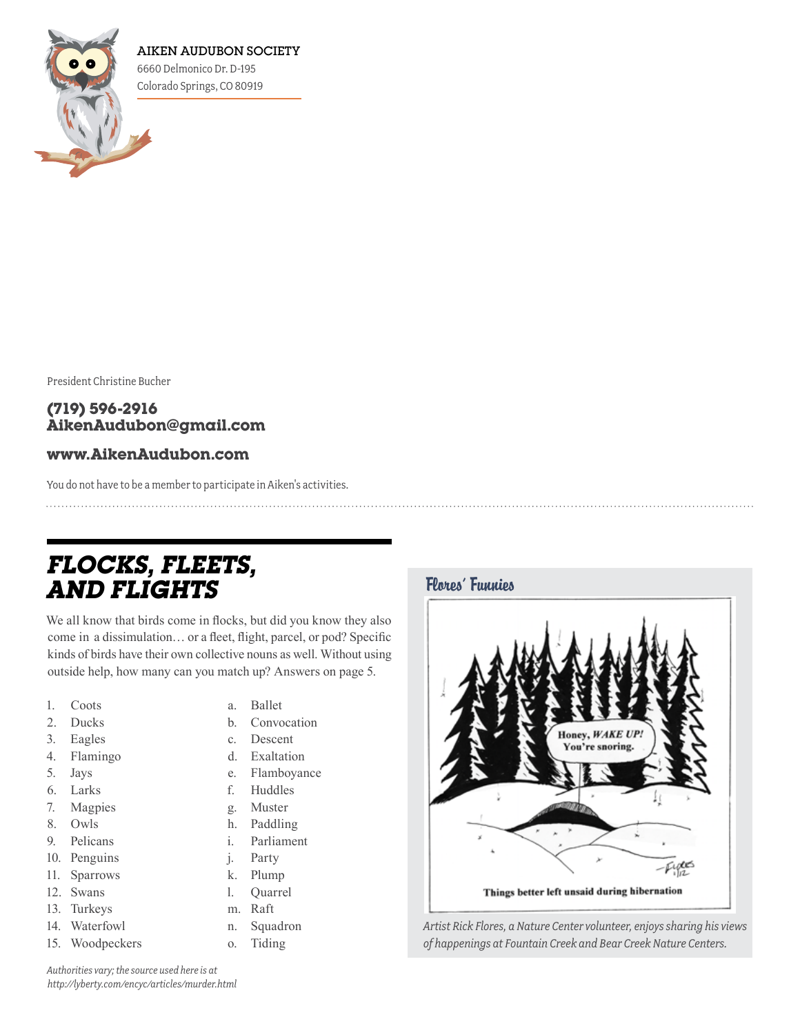AIKEN AUDUBON SOCIETY
6660 Delmonico Dr. D-195
Colorado Springs, CO 80919

President Christine Bucher

**(719) 596-2916**
**AikenAudubon@gmail.com**

**www.AikenAudubon.com**

You do not have to be a member to participate in Aiken's activities.

## FLOCKS, FLEETS, AND FLIGHTS

We all know that birds come in flocks, but did you know they also come in a dissimulation… or a fleet, flight, parcel, or pod? Specific kinds of birds have their own collective nouns as well. Without using outside help, how many can you match up? Answers on page 5.

| | | | |
|---|---|---|---|
| 1. | Coots | a. | Ballet |
| 2. | Ducks | b. | Convocation |
| 3. | Eagles | c. | Descent |
| 4. | Flamingo | d. | Exaltation |
| 5. | Jays | e. | Flamboyance |
| 6. | Larks | f. | Huddles |
| 7. | Magpies | g. | Muster |
| 8. | Owls | h. | Paddling |
| 9. | Pelicans | i. | Parliament |
| 10. | Penguins | j. | Party |
| 11. | Sparrows | k. | Plump |
| 12. | Swans | l. | Quarrel |
| 13. | Turkeys | m. | Raft |
| 14. | Waterfowl | n. | Squadron |
| 15. | Woodpeckers | o. | Tiding |

*Authorities vary; the source used here is at http://lyberty.com/encyc/articles/murder.html*

### Flores' Funnies

Honey, *WAKE UP!* You're snoring.

Things better left unsaid during hibernation

*Artist Rick Flores, a Nature Center volunteer, enjoys sharing his views of happenings at Fountain Creek and Bear Creek Nature Centers.*